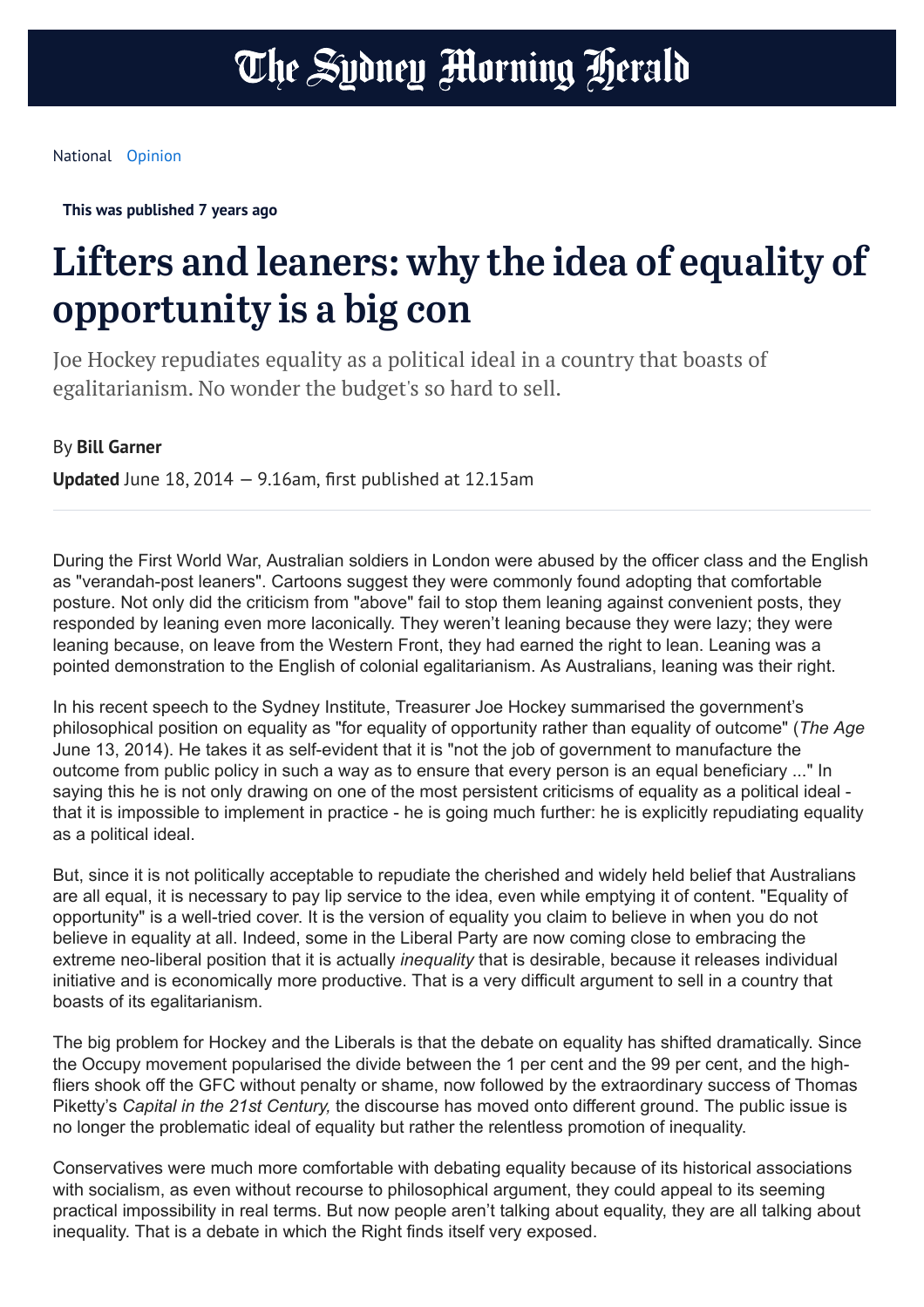National Opinion

**This was published 7 years ago**

# Lifters and leaners: why the idea of equality of opportunity is a big con

Joe Hockey repudiates equality as a political ideal in a country that boasts of egalitarianism. No wonder the budget's so hard to sell.

By **Bill Garner**

**Updated** June 18, 2014 — 9.16am, first published at 12.15am

During the First World War, Australian soldiers in London were abused by the officer class and the English as "verandah-post leaners". Cartoons suggest they were commonly found adopting that comfortable posture. Not only did the criticism from "above" fail to stop them leaning against convenient posts, they responded by leaning even more laconically. They weren't leaning because they were lazy; they were leaning because, on leave from the Western Front, they had earned the right to lean. Leaning was a pointed demonstration to the English of colonial egalitarianism. As Australians, leaning was their right.

In his recent speech to the Sydney Institute, Treasurer Joe Hockey summarised the government's philosophical position on equality as "for equality of opportunity rather than equality of outcome" (*The Age* June 13, 2014). He takes it as self-evident that it is "not the job of government to manufacture the outcome from public policy in such a way as to ensure that every person is an equal beneficiary ..." In saying this he is not only drawing on one of the most persistent criticisms of equality as a political ideal - that it is impossible to implement in practice - he is going much further: he is explicitly repudiating equality as a political ideal.

But, since it is not politically acceptable to repudiate the cherished and widely held belief that Australians are all equal, it is necessary to pay lip service to the idea, even while emptying it of content. "Equality of opportunity" is a well-tried cover. It is the version of equality you claim to believe in when you do not believe in equality at all. Indeed, some in the Liberal Party are now coming close to embracing the extreme neo-liberal position that it is actually *inequality* that is desirable, because it releases individual initiative and is economically more productive. That is a very difficult argument to sell in a country that boasts of its egalitarianism.

The big problem for Hockey and the Liberals is that the debate on equality has shifted dramatically. Since the Occupy movement popularised the divide between the 1 per cent and the 99 per cent, and the high-fliers shook off the GFC without penalty or shame, now followed by the extraordinary success of Thomas Piketty's *Capital in the 21st Century,* the discourse has moved onto different ground. The public issue is no longer the problematic ideal of equality but rather the relentless promotion of inequality.

Conservatives were much more comfortable with debating equality because of its historical associations with socialism, as even without recourse to philosophical argument, they could appeal to its seeming practical impossibility in real terms. But now people aren't talking about equality, they are all talking about inequality. That is a debate in which the Right finds itself very exposed.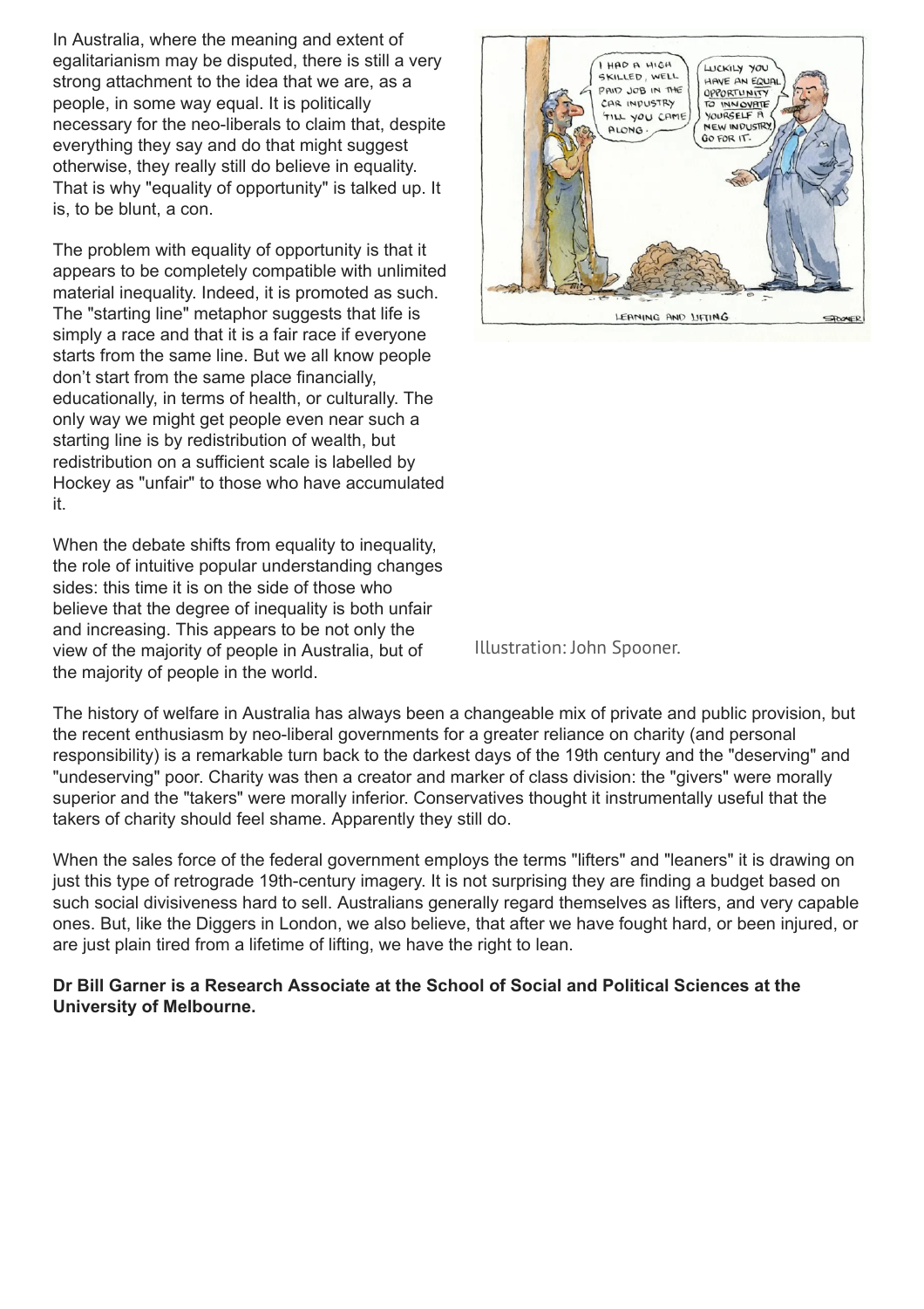In Australia, where the meaning and extent of egalitarianism may be disputed, there is still a very strong attachment to the idea that we are, as a people, in some way equal. It is politically necessary for the neo-liberals to claim that, despite everything they say and do that might suggest otherwise, they really still do believe in equality. That is why "equality of opportunity" is talked up. It is, to be blunt, a con.

The problem with equality of opportunity is that it appears to be completely compatible with unlimited material inequality. Indeed, it is promoted as such. The "starting line" metaphor suggests that life is simply a race and that it is a fair race if everyone starts from the same line. But we all know people don't start from the same place financially, educationally, in terms of health, or culturally. The only way we might get people even near such a starting line is by redistribution of wealth, but redistribution on a sufficient scale is labelled by Hockey as "unfair" to those who have accumulated it.

When the debate shifts from equality to inequality, the role of intuitive popular understanding changes sides: this time it is on the side of those who believe that the degree of inequality is both unfair and increasing. This appears to be not only the view of the majority of people in Australia, but of the majority of people in the world.

Illustration: John Spooner.

The history of welfare in Australia has always been a changeable mix of private and public provision, but the recent enthusiasm by neo-liberal governments for a greater reliance on charity (and personal responsibility) is a remarkable turn back to the darkest days of the 19th century and the "deserving" and "undeserving" poor. Charity was then a creator and marker of class division: the "givers" were morally superior and the "takers" were morally inferior. Conservatives thought it instrumentally useful that the takers of charity should feel shame. Apparently they still do.

When the sales force of the federal government employs the terms "lifters" and "leaners" it is drawing on just this type of retrograde 19th-century imagery. It is not surprising they are finding a budget based on such social divisiveness hard to sell. Australians generally regard themselves as lifters, and very capable ones. But, like the Diggers in London, we also believe, that after we have fought hard, or been injured, or are just plain tired from a lifetime of lifting, we have the right to lean.

**Dr Bill Garner is a Research Associate at the School of Social and Political Sciences at the University of Melbourne.**